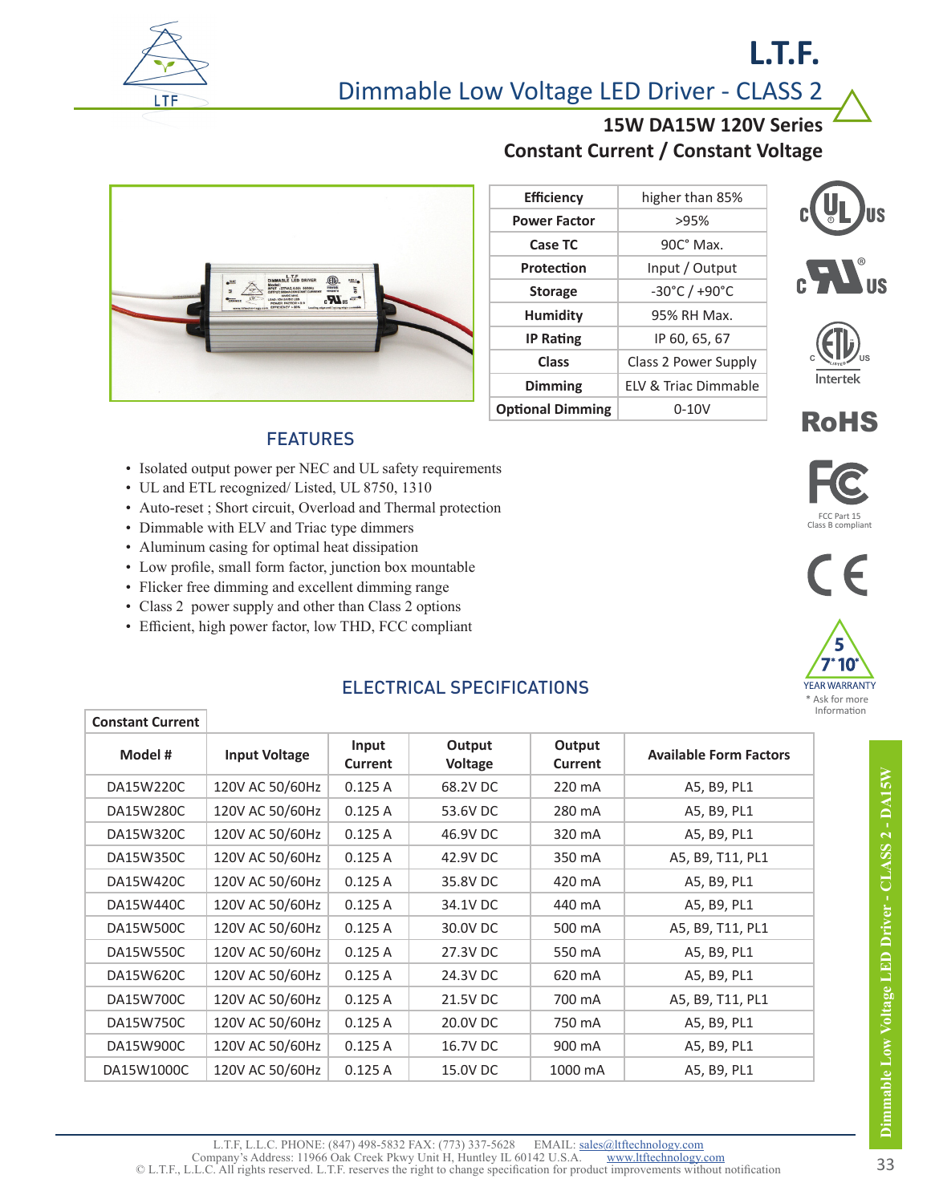# L.T.F.

## Dimmable Low Voltage LED Driver - CLASS 2

### 15W DA15W 120V Series

### Constant Current / Constant Voltage

| | |
|---|---|
| **Efficiency** | higher than 85% |
| **Power Factor** | >95% |
| **Case TC** | 90C° Max. |
| **Protection** | Input / Output |
| **Storage** | -30°C / +90°C |
| **Humidity** | 95% RH Max. |
| **IP Rating** | IP 60, 65, 67 |
| **Class** | Class 2 Power Supply |
| **Dimming** | ELV & Triac Dimmable |
| **Optional Dimming** | 0-10V |

Intertek

RoHS

FCC Part 15 Class B compliant

5 7* 10* YEAR WARRANTY
* Ask for more Information

## FEATURES

- Isolated output power per NEC and UL safety requirements
- UL and ETL recognized/ Listed, UL 8750, 1310
- Auto-reset ; Short circuit, Overload and Thermal protection
- Dimmable with ELV and Triac type dimmers
- Aluminum casing for optimal heat dissipation
- Low profile, small form factor, junction box mountable
- Flicker free dimming and excellent dimming range
- Class 2 power supply and other than Class 2 options
- Efficient, high power factor, low THD, FCC compliant

## ELECTRICAL SPECIFICATIONS

**Constant Current**

| Model # | Input Voltage | Input Current | Output Voltage | Output Current | Available Form Factors |
|---|---|---|---|---|---|
| DA15W220C | 120V AC 50/60Hz | 0.125 A | 68.2V DC | 220 mA | A5, B9, PL1 |
| DA15W280C | 120V AC 50/60Hz | 0.125 A | 53.6V DC | 280 mA | A5, B9, PL1 |
| DA15W320C | 120V AC 50/60Hz | 0.125 A | 46.9V DC | 320 mA | A5, B9, PL1 |
| DA15W350C | 120V AC 50/60Hz | 0.125 A | 42.9V DC | 350 mA | A5, B9, T11, PL1 |
| DA15W420C | 120V AC 50/60Hz | 0.125 A | 35.8V DC | 420 mA | A5, B9, PL1 |
| DA15W440C | 120V AC 50/60Hz | 0.125 A | 34.1V DC | 440 mA | A5, B9, PL1 |
| DA15W500C | 120V AC 50/60Hz | 0.125 A | 30.0V DC | 500 mA | A5, B9, T11, PL1 |
| DA15W550C | 120V AC 50/60Hz | 0.125 A | 27.3V DC | 550 mA | A5, B9, PL1 |
| DA15W620C | 120V AC 50/60Hz | 0.125 A | 24.3V DC | 620 mA | A5, B9, PL1 |
| DA15W700C | 120V AC 50/60Hz | 0.125 A | 21.5V DC | 700 mA | A5, B9, T11, PL1 |
| DA15W750C | 120V AC 50/60Hz | 0.125 A | 20.0V DC | 750 mA | A5, B9, PL1 |
| DA15W900C | 120V AC 50/60Hz | 0.125 A | 16.7V DC | 900 mA | A5, B9, PL1 |
| DA15W1000C | 120V AC 50/60Hz | 0.125 A | 15.0V DC | 1000 mA | A5, B9, PL1 |

L.T.F, L.L.C. PHONE: (847) 498-5832 FAX: (773) 337-5628 EMAIL: sales@ltftechnology.com
Company's Address: 11966 Oak Creek Pkwy Unit H, Huntley IL 60142 U.S.A. www.ltftechnology.com
© L.T.F., L.L.C. All rights reserved. L.T.F. reserves the right to change specification for product improvements without notification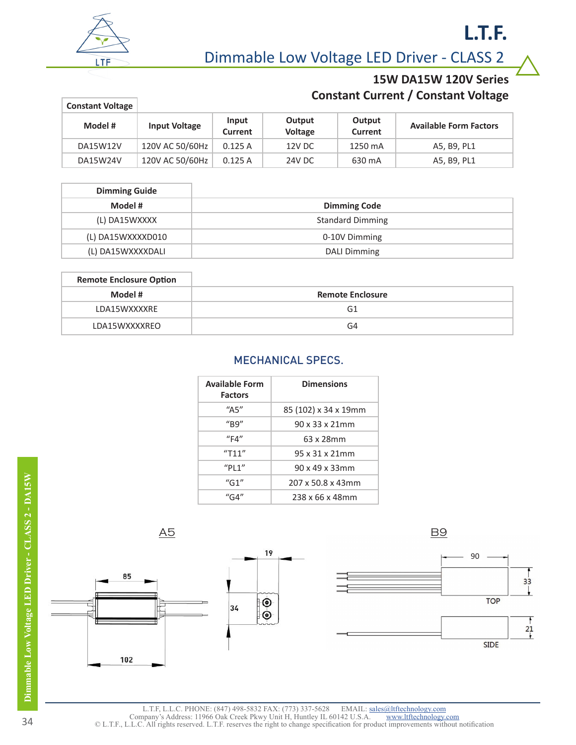# L.T.F.

## Dimmable Low Voltage LED Driver - CLASS 2

### 15W DA15W 120V Series
### Constant Current / Constant Voltage

| Constant Voltage | | | | | |
|---|---|---|---|---|---|
| Model # | Input Voltage | Input Current | Output Voltage | Output Current | Available Form Factors |
| DA15W12V | 120V AC 50/60Hz | 0.125 A | 12V DC | 1250 mA | A5, B9, PL1 |
| DA15W24V | 120V AC 50/60Hz | 0.125 A | 24V DC | 630 mA | A5, B9, PL1 |

| Dimming Guide | |
|---|---|
| Model # | Dimming Code |
| (L) DA15WXXXX | Standard Dimming |
| (L) DA15WXXXXD010 | 0-10V Dimming |
| (L) DA15WXXXXDALI | DALI Dimming |

| Remote Enclosure Option | |
|---|---|
| Model # | Remote Enclosure |
| LDA15WXXXXRE | G1 |
| LDA15WXXXXREO | G4 |

## MECHANICAL SPECS.

| Available Form Factors | Dimensions |
|---|---|
| "A5" | 85 (102) x 34 x 19mm |
| "B9" | 90 x 33 x 21mm |
| "F4" | 63 x 28mm |
| "T11" | 95 x 31 x 21mm |
| "PL1" | 90 x 49 x 33mm |
| "G1" | 207 x 50.8 x 43mm |
| "G4" | 238 x 66 x 48mm |

A5

85, 102, 19, 34

B9

90, 33, TOP, 21, SIDE

L.T.F, L.L.C. PHONE: (847) 498-5832 FAX: (773) 337-5628 EMAIL: sales@ltftechnology.com
Company's Address: 11966 Oak Creek Pkwy Unit H, Huntley IL 60142 U.S.A. www.ltftechnology.com
© L.T.F., L.L.C. All rights reserved. L.T.F. reserves the right to change specification for product improvements without notification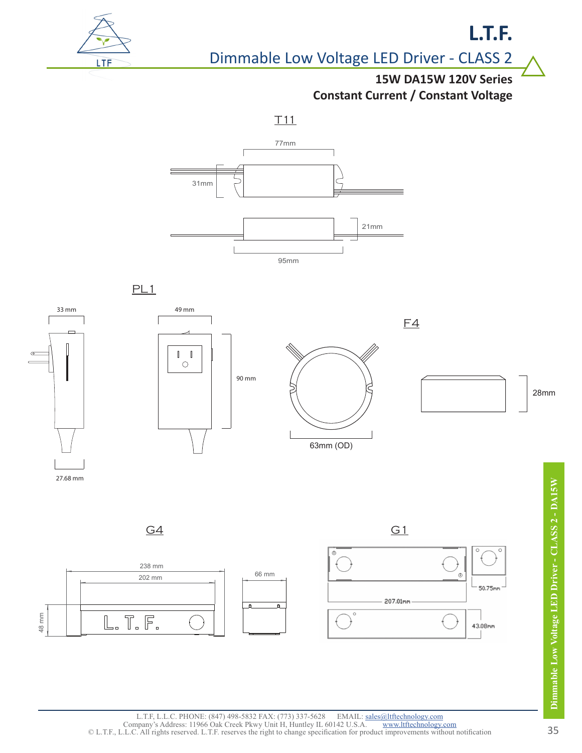# Dimmable Low Voltage LED Driver - CLASS 2

**15W DA15W 120V Series**
**Constant Current / Constant Voltage**

## T11

77mm

31mm

21mm

95mm

## PL1

33 mm

49 mm

90 mm

27.68 mm

## F4

63mm (OD)

28mm

## G4

238 mm

202 mm

66 mm

48 mm

L. T. F.

## G1

50.75mm

207.01mm

43.08mm

L.T.F, L.L.C. PHONE: (847) 498-5832 FAX: (773) 337-5628 EMAIL: sales@ltftechnology.com
Company's Address: 11966 Oak Creek Pkwy Unit H, Huntley IL 60142 U.S.A. www.ltftechnology.com
© L.T.F., L.L.C. All rights reserved. L.T.F. reserves the right to change specification for product improvements without notification